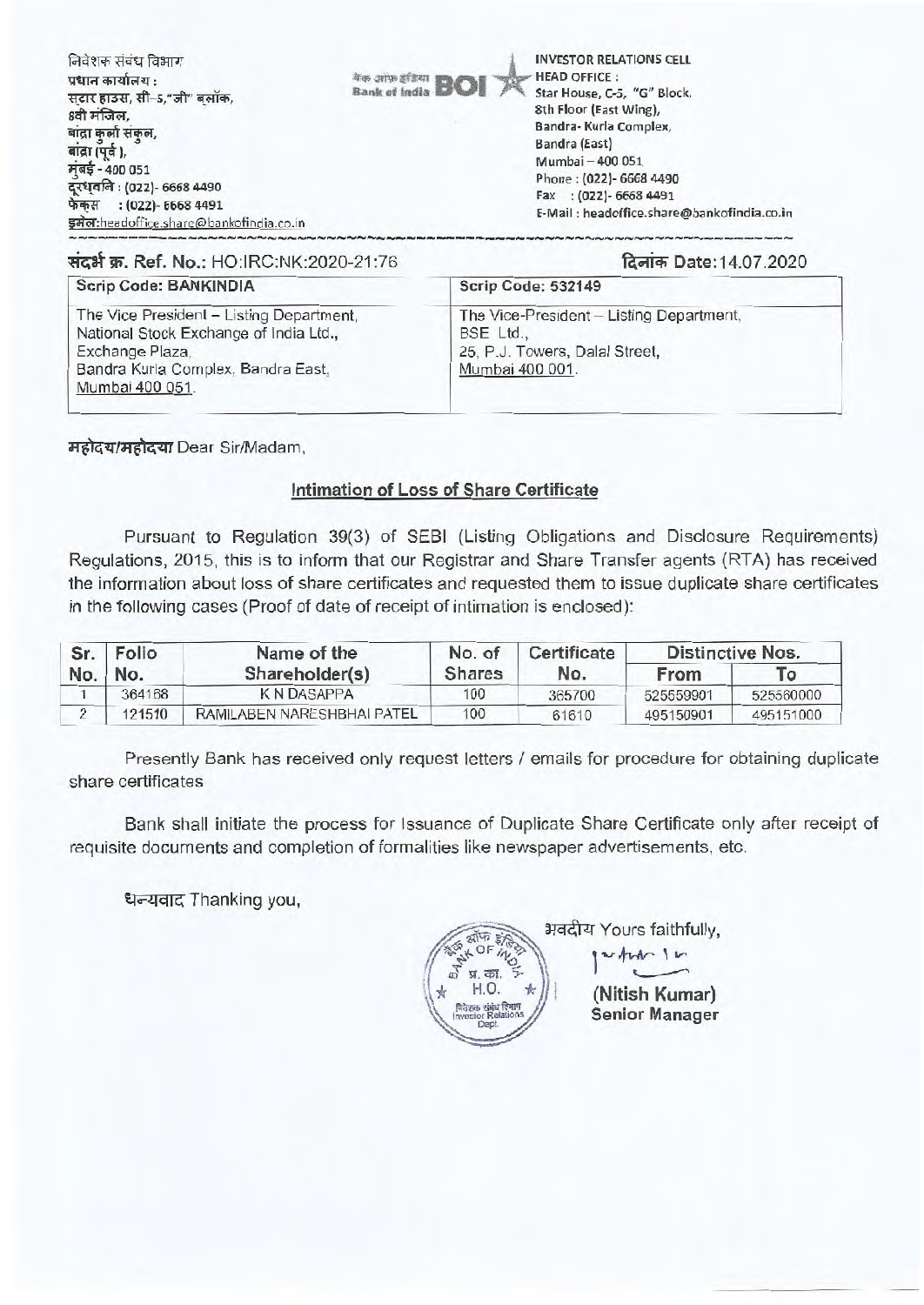निवेशक संबंध विभाग
प्रधान कार्यालय :
स्टार हाउस, सी–5,"जी" ब्लॉक,
8वी मंजिल,
बांद्रा कुर्ला संकुल,
बांद्रा (पूर्व ),
मुंबई - 400 051
दूरध्वनि : (022)- 6668 4490
फैक्स : (022)- 6668 4491
इमेल:headoffice.share@bankofindia.co.in

बैंक ऑफ इंडिया
Bank of India BOI

INVESTOR RELATIONS CELL
HEAD OFFICE :
Star House, C-5, "G" Block,
8th Floor (East Wing),
Bandra- Kurla Complex,
Bandra (East)
Mumbai – 400 051
Phone : (022)- 6668 4490
Fax : (022)- 6668 4491
E-Mail : headoffice.share@bankofindia.co.in

संदर्भ क्र. Ref. No.: HO:IRC:NK:2020-21:76

दिनांक Date:14.07.2020

| Scrip Code: BANKINDIA | Scrip Code: 532149 |
|---|---|
| The Vice President – Listing Department, National Stock Exchange of India Ltd., Exchange Plaza, Bandra Kurla Complex, Bandra East, Mumbai 400 051. | The Vice-President – Listing Department, BSE Ltd., 25, P.J. Towers, Dalal Street, Mumbai 400 001. |

महोदय/महोदया Dear Sir/Madam,

**Intimation of Loss of Share Certificate**

Pursuant to Regulation 39(3) of SEBI (Listing Obligations and Disclosure Requirements) Regulations, 2015, this is to inform that our Registrar and Share Transfer agents (RTA) has received the information about loss of share certificates and requested them to issue duplicate share certificates in the following cases (Proof of date of receipt of intimation is enclosed):

| Sr. No. | Folio No. | Name of the Shareholder(s) | No. of Shares | Certificate No. | Distinctive Nos. | |
|---|---|---|---|---|---|---|
| | | | | | From | To |
| 1 | 364168 | K N DASAPPA | 100 | 365700 | 525559901 | 525560000 |
| 2 | 121510 | RAMILABEN NARESHBHAI PATEL | 100 | 61610 | 495150901 | 495151000 |

Presently Bank has received only request letters / emails for procedure for obtaining duplicate share certificates

Bank shall initiate the process for Issuance of Duplicate Share Certificate only after receipt of requisite documents and completion of formalities like newspaper advertisements, etc.

धन्यवाद Thanking you,

भवदीय Yours faithfully,

**(Nitish Kumar)**
**Senior Manager**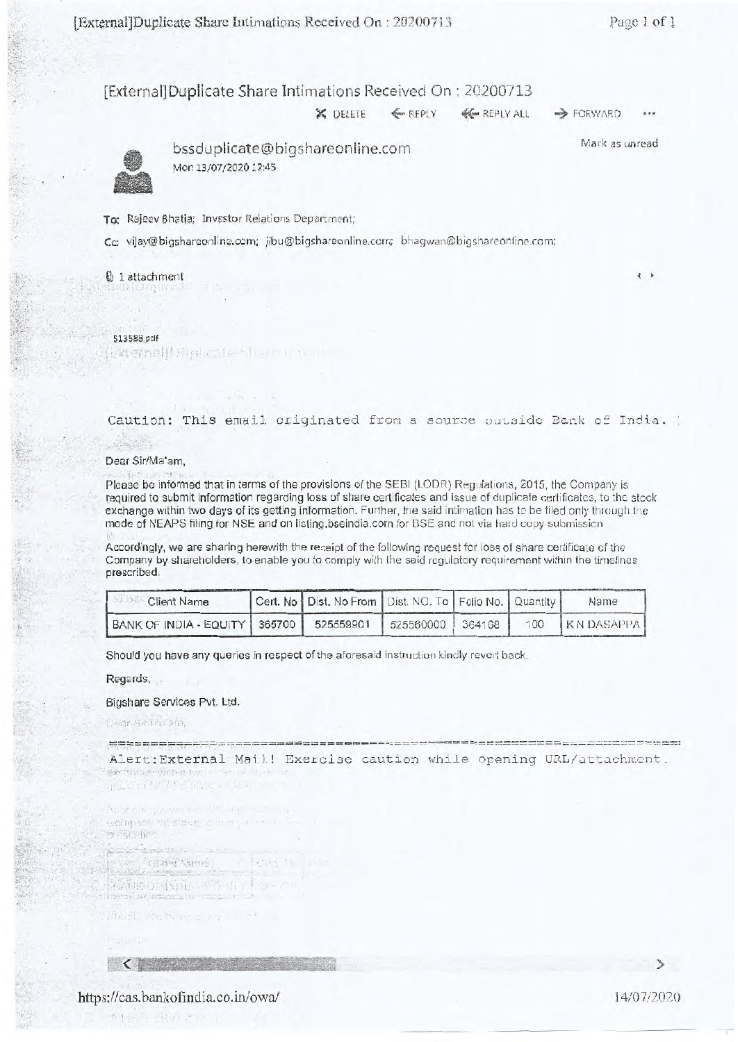# [External]Duplicate Share Intimations Received On : 20200713

DELETE REPLY REPLY ALL FORWARD

Mark as unread

bssduplicate@bigshareonline.com
Mon 13/07/2020 12:45

To: Rajeev Bhatia; Investor Relations Department;

Cc: vijay@bigshareonline.com; jibu@bigshareonline.com; bhagwan@bigshareonline.com;

1 attachment

513588.pdf

Caution: This email originated from a source outside Bank of India.

Dear Sir/Ma'am,

Please be informed that in terms of the provisions of the SEBI (LODR) Regulations, 2015, the Company is required to submit information regarding loss of share certificates and issue of duplicate certificates, to the stock exchange within two days of its getting information. Further, the said intimation has to be filed only through the mode of NEAPS filing for NSE and on listing.bseindia.com for BSE and not via hard copy submission.

Accordingly, we are sharing herewith the receipt of the following request for loss of share certificate of the Company by shareholders, to enable you to comply with the said regulatory requirement within the timelines prescribed.

| Client Name | Cert. No | Dist. No From | Dist. NO. To | Folio No. | Quantity | Name |
|---|---|---|---|---|---|---|
| BANK OF INDIA - EQUITY | 365700 | 525559901 | 525560000 | 364168 | 100 | K N DASAPPA |

Should you have any queries in respect of the aforesaid instruction kindly revert back.

Regards,

Bigshare Services Pvt. Ltd.

Alert:External Mail! Exercise caution while opening URL/attachment.

https://cas.bankofindia.co.in/owa/

14/07/2020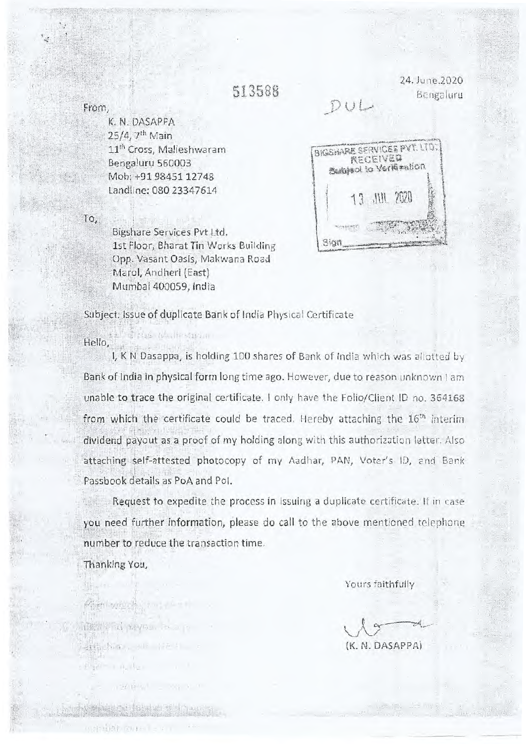513588

DUL

24. June.2020
Bengaluru

From,

K. N. DASAPPA
25/4, 7th Main
11th Cross, Malleshwaram
Bengaluru 560003
Mob: +91 98451 12748
Landline: 080 23347614

BIGSHARE SERVICES PVT. LTD.
RECEIVED
Subject to Verification
13 JUL 2020
Sign

To,

Bigshare Services Pvt Ltd.
1st Floor, Bharat Tin Works Building
Opp. Vasant Oasis, Makwana Road
Marol, Andheri (East)
Mumbai 400059, India

Subject: Issue of duplicate Bank of India Physical Certificate

Hello,

I, K N Dasappa, is holding 100 shares of Bank of India which was allotted by Bank of India in physical form long time ago. However, due to reason unknown I am unable to trace the original certificate. I only have the Folio/Client ID no. 364168 from which the certificate could be traced. Hereby attaching the 16th interim dividend payout as a proof of my holding along with this authorization letter. Also attaching self-attested photocopy of my Aadhar, PAN, Voter's ID, and Bank Passbook details as PoA and PoI.

Request to expedite the process in issuing a duplicate certificate. If in case you need further information, please do call to the above mentioned telephone number to reduce the transaction time.

Thanking You,

Yours faithfully

(K. N. DASAPPA)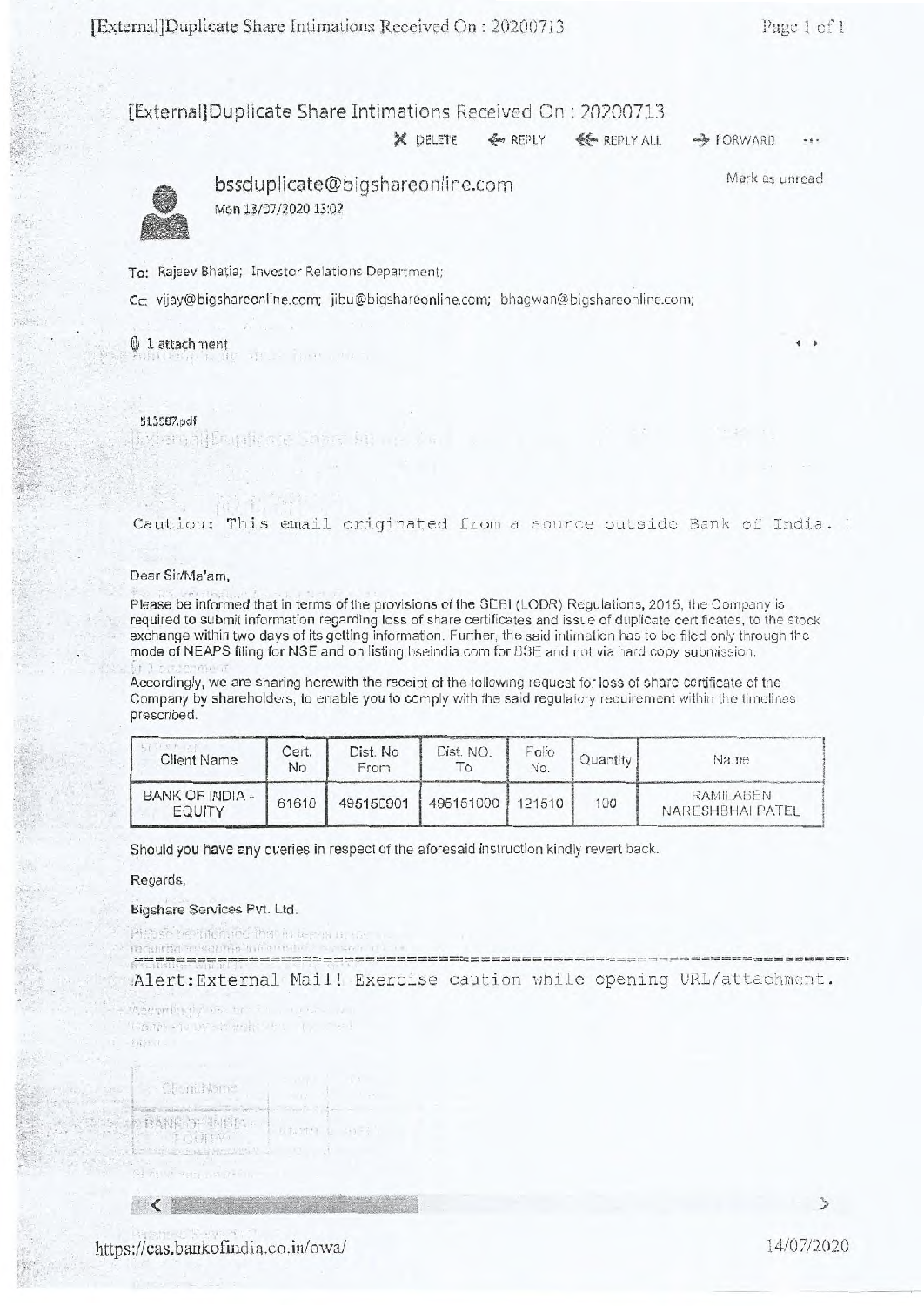# [External]Duplicate Share Intimations Received On : 20200713

✕ DELETE ← REPLY ⇐ REPLY ALL → FORWARD ...

**bssduplicate@bigshareonline.com**
Mon 13/07/2020 13:02

Mark as unread

To: Rajeev Bhatia; Investor Relations Department;

Cc: vijay@bigshareonline.com; jibu@bigshareonline.com; bhagwan@bigshareonline.com;

1 attachment

513587.pdf

Caution: This email originated from a source outside Bank of India.

Dear Sir/Ma'am,

Please be informed that in terms of the provisions of the SEBI (LODR) Regulations, 2015, the Company is required to submit information regarding loss of share certificates and issue of duplicate certificates, to the stock exchange within two days of its getting information. Further, the said intimation has to be filed only through the mode of NEAPS filing for NSE and on listing.bseindia.com for BSE and not via hard copy submission.

Accordingly, we are sharing herewith the receipt of the following request for loss of share certificate of the Company by shareholders, to enable you to comply with the said regulatory requirement within the timelines prescribed.

| Client Name | Cert. No | Dist. No From | Dist. NO. To | Folio No. | Quantity | Name |
|---|---|---|---|---|---|---|
| BANK OF INDIA - EQUITY | 61610 | 495150901 | 495151000 | 121510 | 100 | RAMILABEN NARESHBHAI PATEL |

Should you have any queries in respect of the aforesaid instruction kindly revert back.

Regards,

Bigshare Services Pvt. Ltd.

Alert:External Mail! Exercise caution while opening URL/attachment.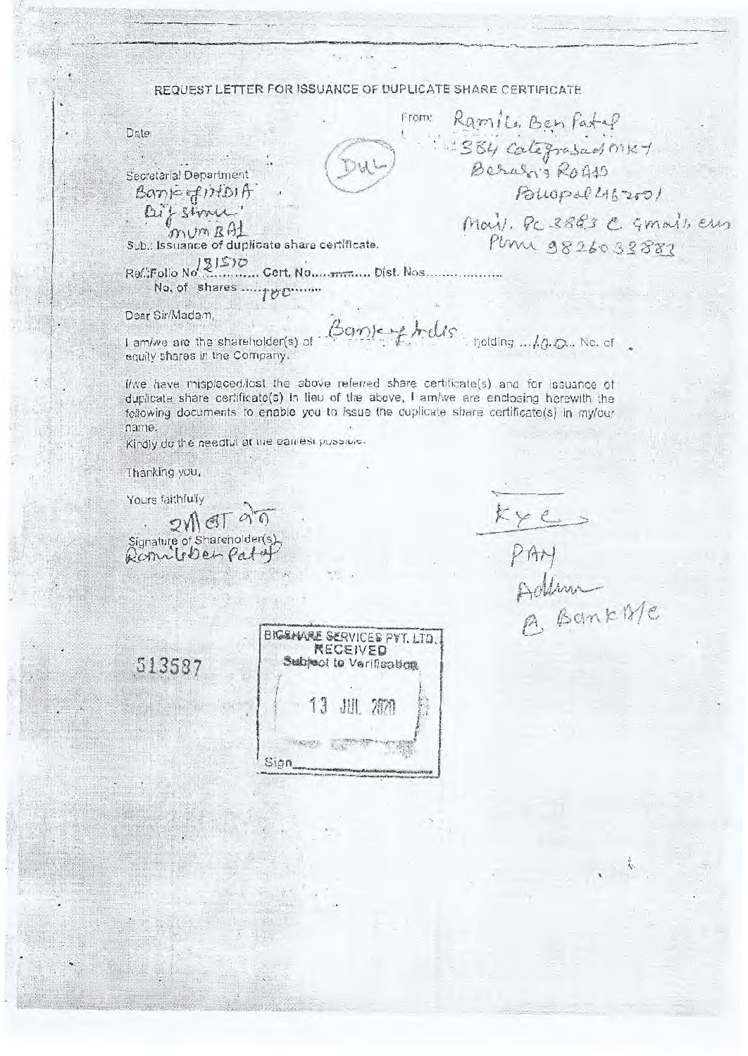# REQUEST LETTER FOR ISSUANCE OF DUPLICATE SHARE CERTIFICATE

Date:

From: Ramila Ben Patel
384 Categrasad MKT
Berasia Road
Bhopal 462001
Mail. Pc 3883 @ gmail.com
Phone 9826033883

DUL

Secretarial Department
Bank of INDIA
Big Store
MUMBAI

Sub.: Issuance of duplicate share certificate.

Ref.:Folio No 181510 .......... Cert. No.......... Dist. Nos.....................
No. of shares ....100.......

Dear Sir/Madam,

I am/we are the shareholder(s) of Bank of India holding ....100... No. of equity shares in the Company.

I/we have misplaced/lost the above referred share certificate(s) and for issuance of duplicate share certificate(s) in lieu of the above, I am/we are enclosing herewith the following documents to enable you to issue the duplicate share certificate(s) in my/our name.

Kindly do the needful at the earliest possible.

Thanking you,

Yours faithfully

रमीला पटेल

Signature of Shareholder(s)
Ramilaben Patel

KYC
PAN
Aadhar
A Bank A/c

513587

BIGSHARE SERVICES PVT. LTD.
RECEIVED
Subject to Verification
13 JUL 2020
Sign\_\_\_\_\_\_\_\_